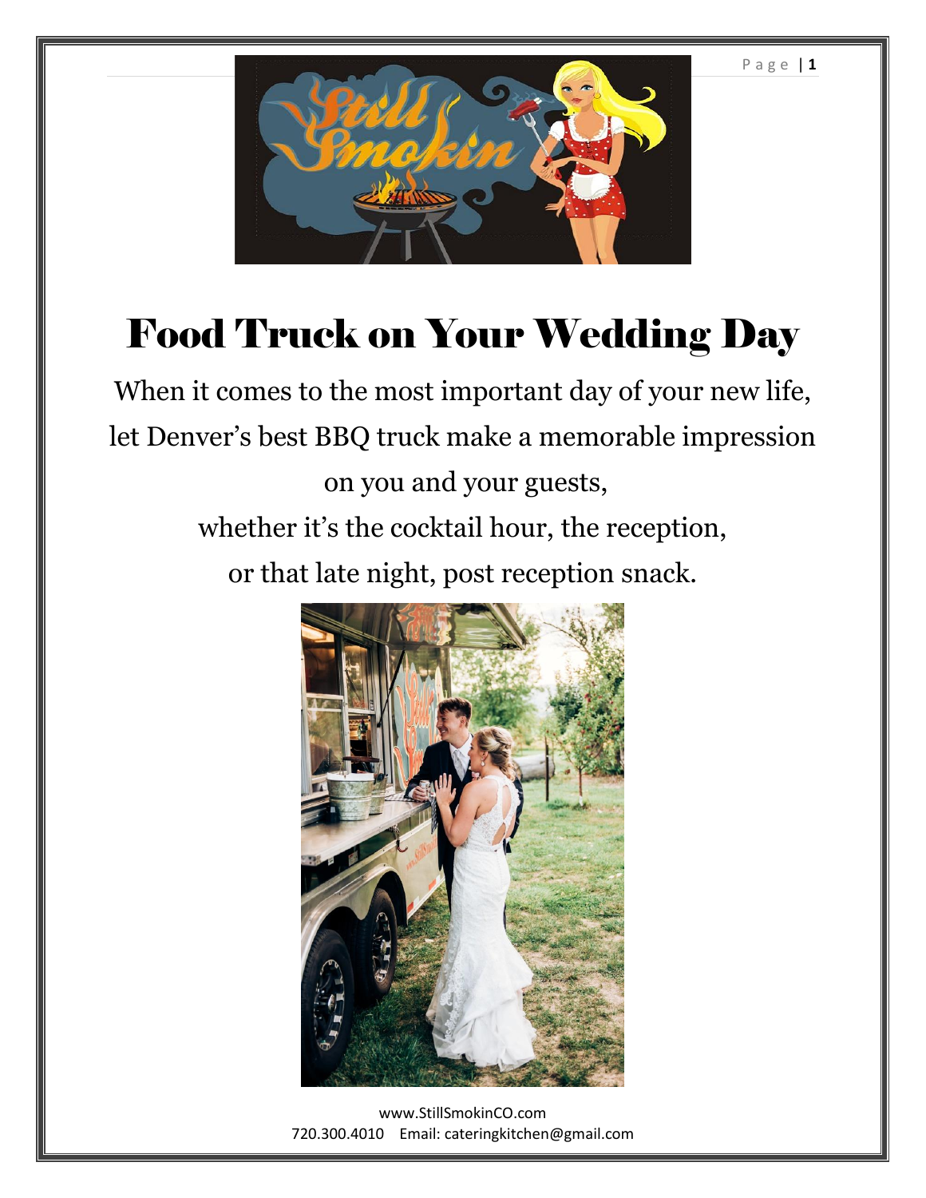# Food Truck on Your Wedding Day

When it comes to the most important day of your new life,
let Denver's best BBQ truck make a memorable impression
on you and your guests,
whether it's the cocktail hour, the reception,
or that late night, post reception snack.

www.StillSmokinCO.com
720.300.4010    Email: cateringkitchen@gmail.com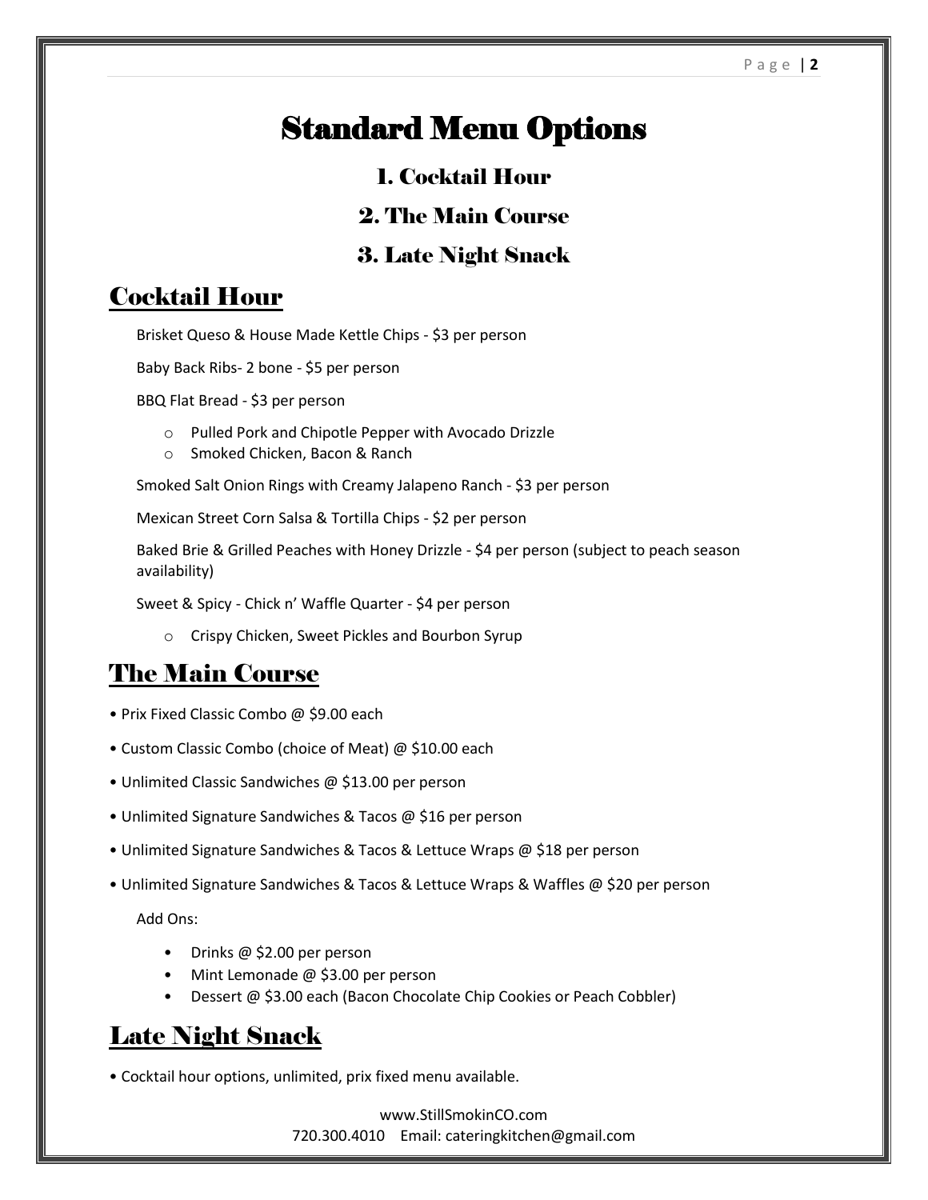# Standard Menu Options

### 1. Cocktail Hour

### 2. The Main Course

### 3. Late Night Snack

## Cocktail Hour

Brisket Queso & House Made Kettle Chips - $3 per person

Baby Back Ribs- 2 bone - $5 per person

BBQ Flat Bread - $3 per person

- Pulled Pork and Chipotle Pepper with Avocado Drizzle
- Smoked Chicken, Bacon & Ranch

Smoked Salt Onion Rings with Creamy Jalapeno Ranch - $3 per person

Mexican Street Corn Salsa & Tortilla Chips - $2 per person

Baked Brie & Grilled Peaches with Honey Drizzle - $4 per person (subject to peach season availability)

Sweet & Spicy - Chick n' Waffle Quarter - $4 per person

- Crispy Chicken, Sweet Pickles and Bourbon Syrup

## The Main Course

- Prix Fixed Classic Combo @ $9.00 each
- Custom Classic Combo (choice of Meat) @ $10.00 each
- Unlimited Classic Sandwiches @ $13.00 per person
- Unlimited Signature Sandwiches & Tacos @ $16 per person
- Unlimited Signature Sandwiches & Tacos & Lettuce Wraps @ $18 per person
- Unlimited Signature Sandwiches & Tacos & Lettuce Wraps & Waffles @ $20 per person

Add Ons:

- Drinks @ $2.00 per person
- Mint Lemonade @ $3.00 per person
- Dessert @ $3.00 each (Bacon Chocolate Chip Cookies or Peach Cobbler)

## Late Night Snack

- Cocktail hour options, unlimited, prix fixed menu available.

www.StillSmokinCO.com
720.300.4010 Email: cateringkitchen@gmail.com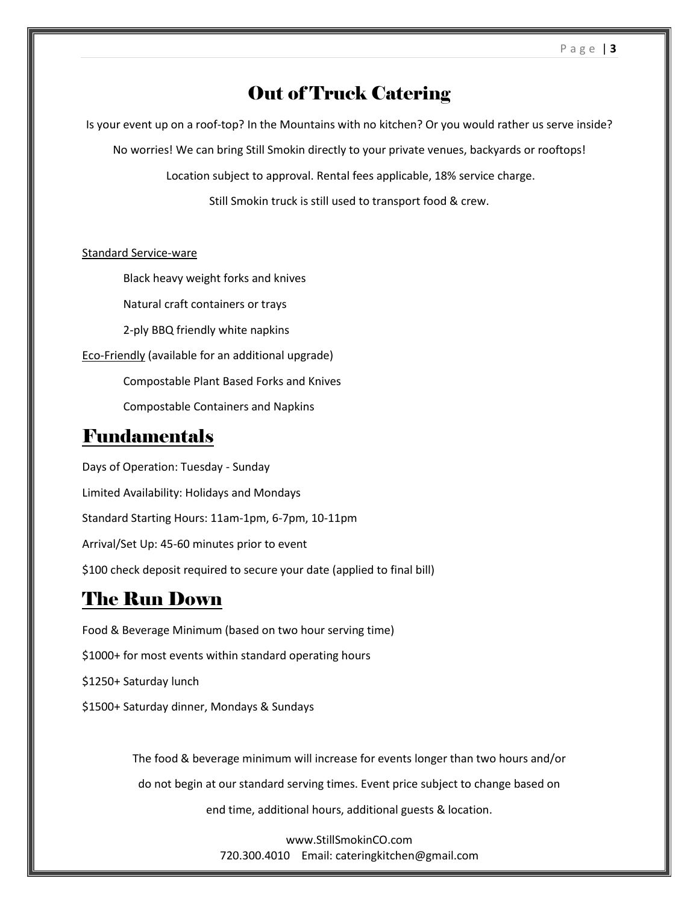# Out of Truck Catering

Is your event up on a roof-top? In the Mountains with no kitchen? Or you would rather us serve inside?

No worries! We can bring Still Smokin directly to your private venues, backyards or rooftops!

Location subject to approval. Rental fees applicable, 18% service charge.

Still Smokin truck is still used to transport food & crew.

Standard Service-ware

- Black heavy weight forks and knives
- Natural craft containers or trays
- 2-ply BBQ friendly white napkins

Eco-Friendly (available for an additional upgrade)

- Compostable Plant Based Forks and Knives
- Compostable Containers and Napkins

## Fundamentals

Days of Operation: Tuesday - Sunday

Limited Availability: Holidays and Mondays

Standard Starting Hours: 11am-1pm, 6-7pm, 10-11pm

Arrival/Set Up: 45-60 minutes prior to event

$100 check deposit required to secure your date (applied to final bill)

## The Run Down

Food & Beverage Minimum (based on two hour serving time)

$1000+ for most events within standard operating hours

$1250+ Saturday lunch

$1500+ Saturday dinner, Mondays & Sundays

The food & beverage minimum will increase for events longer than two hours and/or do not begin at our standard serving times. Event price subject to change based on end time, additional hours, additional guests & location.

www.StillSmokinCO.com
720.300.4010 Email: cateringkitchen@gmail.com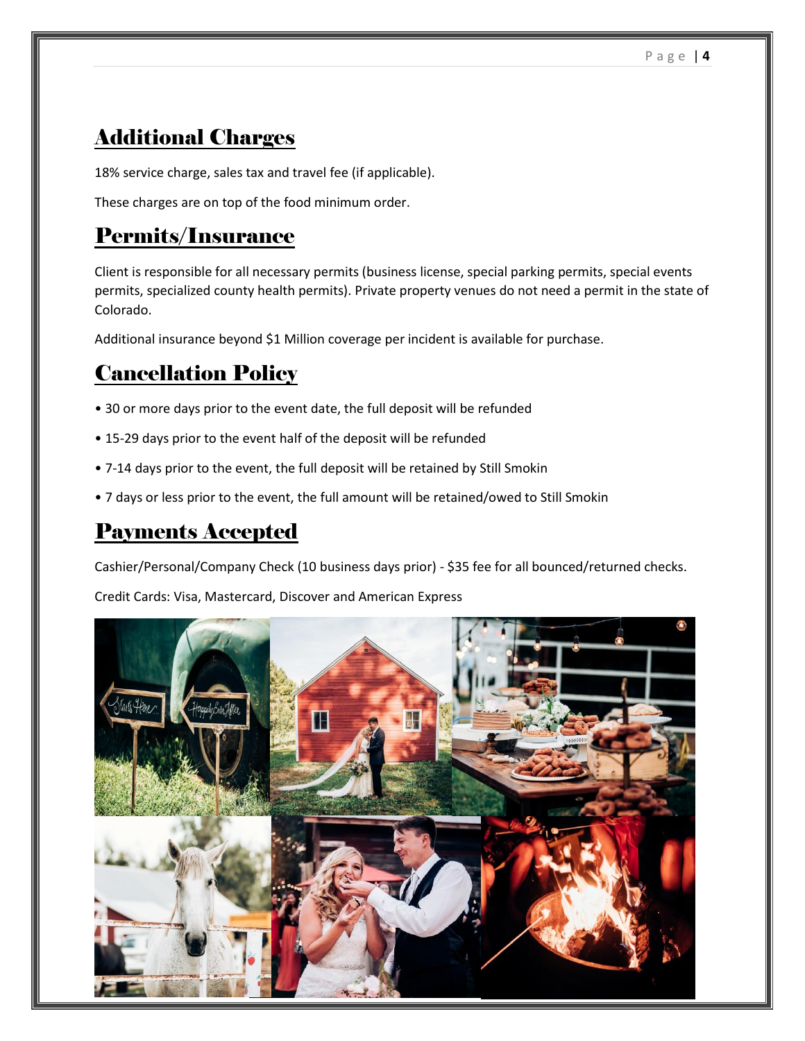## Additional Charges

18% service charge, sales tax and travel fee (if applicable).

These charges are on top of the food minimum order.

## Permits/Insurance

Client is responsible for all necessary permits (business license, special parking permits, special events permits, specialized county health permits). Private property venues do not need a permit in the state of Colorado.

Additional insurance beyond $1 Million coverage per incident is available for purchase.

## Cancellation Policy

- 30 or more days prior to the event date, the full deposit will be refunded
- 15-29 days prior to the event half of the deposit will be refunded
- 7-14 days prior to the event, the full deposit will be retained by Still Smokin
- 7 days or less prior to the event, the full amount will be retained/owed to Still Smokin

## Payments Accepted

Cashier/Personal/Company Check (10 business days prior) - $35 fee for all bounced/returned checks.

Credit Cards: Visa, Mastercard, Discover and American Express